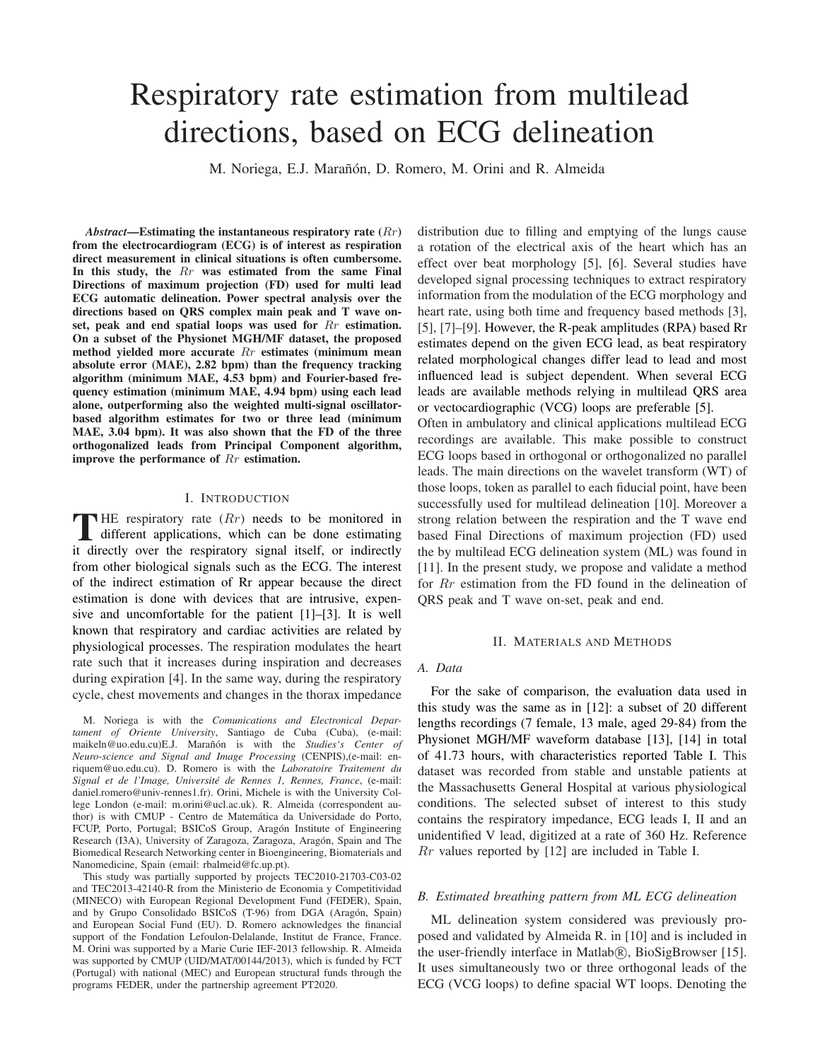# Respiratory rate estimation from multilead directions, based on ECG delineation

M. Noriega, E.J. Marañón, D. Romero, M. Orini and R. Almeida

***Abstract*—Estimating the instantaneous respiratory rate ($Rr$) from the electrocardiogram (ECG) is of interest as respiration direct measurement in clinical situations is often cumbersome. In this study, the $Rr$ was estimated from the same Final Directions of maximum projection (FD) used for multi lead ECG automatic delineation. Power spectral analysis over the directions based on QRS complex main peak and T wave on-set, peak and end spatial loops was used for $Rr$ estimation. On a subset of the Physionet MGH/MF dataset, the proposed method yielded more accurate $Rr$ estimates (minimum mean absolute error (MAE), 2.82 bpm) than the frequency tracking algorithm (minimum MAE, 4.53 bpm) and Fourier-based frequency estimation (minimum MAE, 4.94 bpm) using each lead alone, outperforming also the weighted multi-signal oscillator-based algorithm estimates for two or three lead (minimum MAE, 3.04 bpm). It was also shown that the FD of the three orthogonalized leads from Principal Component algorithm, improve the performance of $Rr$ estimation.**

## I. Introduction

The respiratory rate ($Rr$) needs to be monitored in different applications, which can be done estimating it directly over the respiratory signal itself, or indirectly from other biological signals such as the ECG. The interest of the indirect estimation of Rr appear because the direct estimation is done with devices that are intrusive, expensive and uncomfortable for the patient [1]–[3]. It is well known that respiratory and cardiac activities are related by physiological processes. The respiration modulates the heart rate such that it increases during inspiration and decreases during expiration [4]. In the same way, during the respiratory cycle, chest movements and changes in the thorax impedance distribution due to filling and emptying of the lungs cause a rotation of the electrical axis of the heart which has an effect over beat morphology [5], [6]. Several studies have developed signal processing techniques to extract respiratory information from the modulation of the ECG morphology and heart rate, using both time and frequency based methods [3], [5], [7]–[9]. However, the R-peak amplitudes (RPA) based Rr estimates depend on the given ECG lead, as beat respiratory related morphological changes differ lead to lead and most influenced lead is subject dependent. When several ECG leads are available methods relying in multilead QRS area or vectocardiographic (VCG) loops are preferable [5].

Often in ambulatory and clinical applications multilead ECG recordings are available. This make possible to construct ECG loops based in orthogonal or orthogonalized no parallel leads. The main directions on the wavelet transform (WT) of those loops, token as parallel to each fiducial point, have been successfully used for multilead delineation [10]. Moreover a strong relation between the respiration and the T wave end based Final Directions of maximum projection (FD) used the by multilead ECG delineation system (ML) was found in [11]. In the present study, we propose and validate a method for $Rr$ estimation from the FD found in the delineation of QRS peak and T wave on-set, peak and end.

M. Noriega is with the *Comunications and Electronical Departament of Oriente University*, Santiago de Cuba (Cuba), (e-mail: maikeln@uo.edu.cu)E.J. Marañón is with the *Studies's Center of Neuro-science and Signal and Image Processing* (CENPIS),(e-mail: enriquem@uo.edu.cu). D. Romero is with the *Laboratoire Traitement du Signal et de l'Image, Université de Rennes 1, Rennes, France*, (e-mail: daniel.romero@univ-rennes1.fr). Orini, Michele is with the University College London (e-mail: m.orini@ucl.ac.uk). R. Almeida (correspondent author) is with CMUP - Centro de Matemática da Universidade do Porto, FCUP, Porto, Portugal; BSICoS Group, Aragón Institute of Engineering Research (I3A), University of Zaragoza, Zaragoza, Aragón, Spain and The Biomedical Research Networking center in Bioengineering, Biomaterials and Nanomedicine, Spain (email: rbalmeid@fc.up.pt).

This study was partially supported by projects TEC2010-21703-C03-02 and TEC2013-42140-R from the Ministerio de Economia y Competitividad (MINECO) with European Regional Development Fund (FEDER), Spain, and by Grupo Consolidado BSICoS (T-96) from DGA (Aragón, Spain) and European Social Fund (EU). D. Romero acknowledges the financial support of the Fondation Lefoulon-Delalande, Institut de France, France. M. Orini was supported by a Marie Curie IEF-2013 fellowship. R. Almeida was supported by CMUP (UID/MAT/00144/2013), which is funded by FCT (Portugal) with national (MEC) and European structural funds through the programs FEDER, under the partnership agreement PT2020.

## II. Materials and Methods

### *A. Data*

For the sake of comparison, the evaluation data used in this study was the same as in [12]: a subset of 20 different lengths recordings (7 female, 13 male, aged 29-84) from the Physionet MGH/MF waveform database [13], [14] in total of 41.73 hours, with characteristics reported Table I. This dataset was recorded from stable and unstable patients at the Massachusetts General Hospital at various physiological conditions. The selected subset of interest to this study contains the respiratory impedance, ECG leads I, II and an unidentified V lead, digitized at a rate of 360 Hz. Reference $Rr$ values reported by [12] are included in Table I.

### *B. Estimated breathing pattern from ML ECG delineation*

ML delineation system considered was previously proposed and validated by Almeida R. in [10] and is included in the user-friendly interface in Matlab®, BioSigBrowser [15]. It uses simultaneously two or three orthogonal leads of the ECG (VCG loops) to define spacial WT loops. Denoting the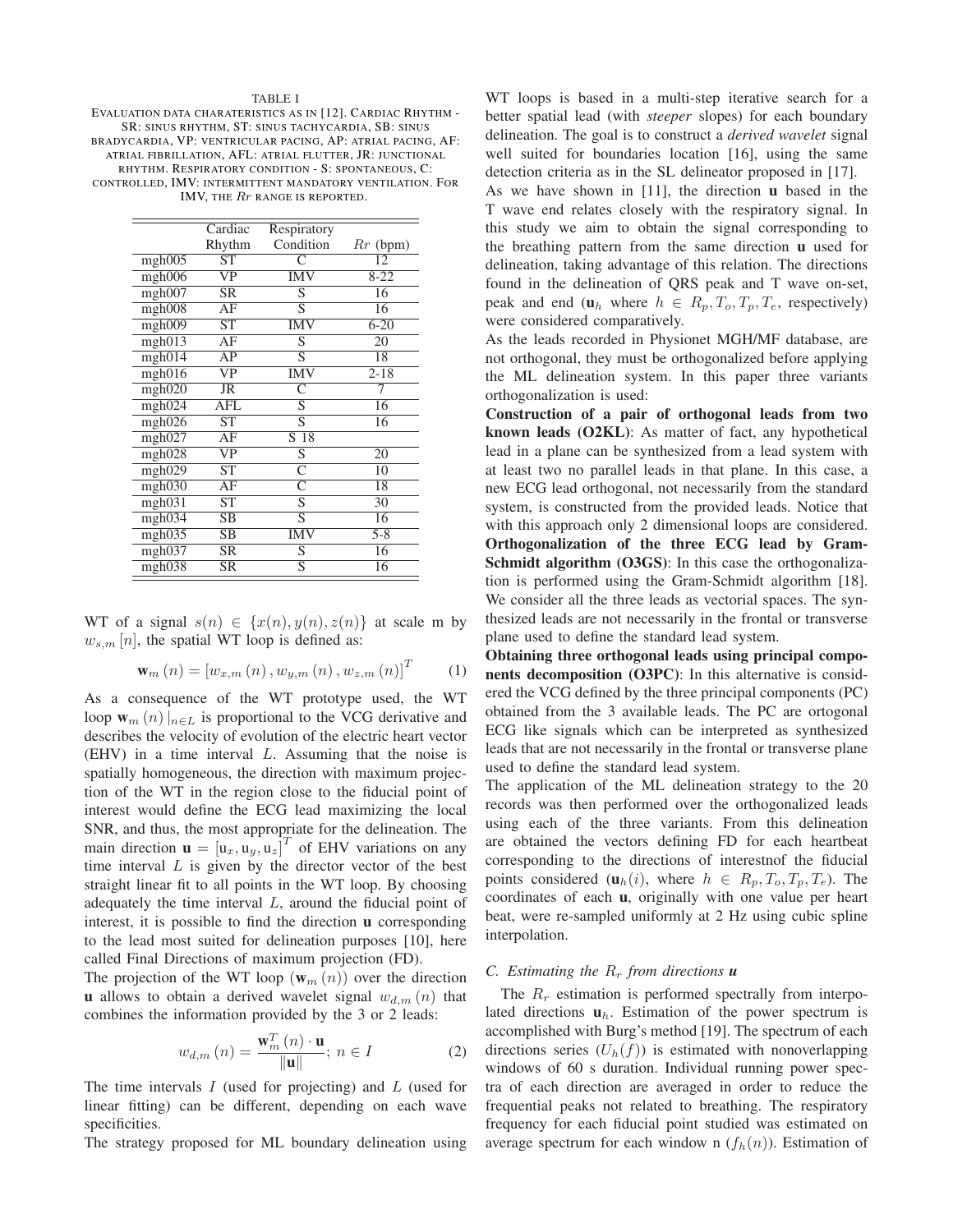TABLE I

EVALUATION DATA CHARATERISTICS AS IN [12]. CARDIAC RHYTHM - SR: SINUS RHYTHM, ST: SINUS TACHYCARDIA, SB: SINUS BRADYCARDIA, VP: VENTRICULAR PACING, AP: ATRIAL PACING, AF: ATRIAL FIBRILLATION, AFL: ATRIAL FLUTTER, JR: JUNCTIONAL RHYTHM. RESPIRATORY CONDITION - S: SPONTANEOUS, C: CONTROLLED, IMV: INTERMITTENT MANDATORY VENTILATION. FOR IMV, THE $Rr$ RANGE IS REPORTED.

| | Cardiac Rhythm | Respiratory Condition | $Rr$ (bpm) |
|---|---|---|---|
| mgh005 | ST | C | 12 |
| mgh006 | VP | IMV | 8-22 |
| mgh007 | SR | S | 16 |
| mgh008 | AF | S | 16 |
| mgh009 | ST | IMV | 6-20 |
| mgh013 | AF | S | 20 |
| mgh014 | AP | S | 18 |
| mgh016 | VP | IMV | 2-18 |
| mgh020 | JR | C | 7 |
| mgh024 | AFL | S | 16 |
| mgh026 | ST | S | 16 |
| mgh027 | AF | S 18 | |
| mgh028 | VP | S | 20 |
| mgh029 | ST | C | 10 |
| mgh030 | AF | C | 18 |
| mgh031 | ST | S | 30 |
| mgh034 | SB | S | 16 |
| mgh035 | SB | IMV | 5-8 |
| mgh037 | SR | S | 16 |
| mgh038 | SR | S | 16 |

WT of a signal $s(n) \in \{x(n), y(n), z(n)\}$ at scale m by $w_{s,m}[n]$, the spatial WT loop is defined as:

$$\mathbf{w}_m(n) = [w_{x,m}(n), w_{y,m}(n), w_{z,m}(n)]^T \qquad (1)$$

As a consequence of the WT prototype used, the WT loop $\mathbf{w}_m(n)|_{n \in L}$ is proportional to the VCG derivative and describes the velocity of evolution of the electric heart vector (EHV) in a time interval $L$. Assuming that the noise is spatially homogeneous, the direction with maximum projection of the WT in the region close to the fiducial point of interest would define the ECG lead maximizing the local SNR, and thus, the most appropriate for the delineation. The main direction $\mathbf{u} = [\mathrm{u}_x, \mathrm{u}_y, \mathrm{u}_z]^T$ of EHV variations on any time interval $L$ is given by the director vector of the best straight linear fit to all points in the WT loop. By choosing adequately the time interval $L$, around the fiducial point of interest, it is possible to find the direction $\mathbf{u}$ corresponding to the lead most suited for delineation purposes [10], here called Final Directions of maximum projection (FD).

The projection of the WT loop ($\mathbf{w}_m(n)$) over the direction $\mathbf{u}$ allows to obtain a derived wavelet signal $w_{d,m}(n)$ that combines the information provided by the 3 or 2 leads:

$$w_{d,m}(n) = \frac{\mathbf{w}_m^T(n) \cdot \mathbf{u}}{\|\mathbf{u}\|};\ n \in I \qquad (2)$$

The time intervals $I$ (used for projecting) and $L$ (used for linear fitting) can be different, depending on each wave specificities.

The strategy proposed for ML boundary delineation using WT loops is based in a multi-step iterative search for a better spatial lead (with *steeper* slopes) for each boundary delineation. The goal is to construct a *derived wavelet* signal well suited for boundaries location [16], using the same detection criteria as in the SL delineator proposed in [17].

As we have shown in [11], the direction $\mathbf{u}$ based in the T wave end relates closely with the respiratory signal. In this study we aim to obtain the signal corresponding to the breathing pattern from the same direction $\mathbf{u}$ used for delineation, taking advantage of this relation. The directions found in the delineation of QRS peak and T wave on-set, peak and end ($\mathbf{u}_h$ where $h \in R_p, T_o, T_p, T_e$, respectively) were considered comparatively.

As the leads recorded in Physionet MGH/MF database, are not orthogonal, they must be orthogonalized before applying the ML delineation system. In this paper three variants orthogonalization is used:

**Construction of a pair of orthogonal leads from two known leads (O2KL)**: As matter of fact, any hypothetical lead in a plane can be synthesized from a lead system with at least two no parallel leads in that plane. In this case, a new ECG lead orthogonal, not necessarily from the standard system, is constructed from the provided leads. Notice that with this approach only 2 dimensional loops are considered.

**Orthogonalization of the three ECG lead by Gram-Schmidt algorithm (O3GS)**: In this case the orthogonalization is performed using the Gram-Schmidt algorithm [18]. We consider all the three leads as vectorial spaces. The synthesized leads are not necessarily in the frontal or transverse plane used to define the standard lead system.

**Obtaining three orthogonal leads using principal components decomposition (O3PC)**: In this alternative is considered the VCG defined by the three principal components (PC) obtained from the 3 available leads. The PC are ortogonal ECG like signals which can be interpreted as synthesized leads that are not necessarily in the frontal or transverse plane used to define the standard lead system.

The application of the ML delineation strategy to the 20 records was then performed over the orthogonalized leads using each of the three variants. From this delineation are obtained the vectors defining FD for each heartbeat corresponding to the directions of interestnof the fiducial points considered ($\mathbf{u}_h(i)$, where $h \in R_p, T_o, T_p, T_e$). The coordinates of each $\mathbf{u}$, originally with one value per heart beat, were re-sampled uniformly at 2 Hz using cubic spline interpolation.

### C. Estimating the $R_r$ from directions $\mathbf{u}$

The $R_r$ estimation is performed spectrally from interpolated directions $\mathbf{u}_h$. Estimation of the power spectrum is accomplished with Burg's method [19]. The spectrum of each directions series ($U_h(f)$) is estimated with nonoverlapping windows of 60 s duration. Individual running power spectra of each direction are averaged in order to reduce the frequential peaks not related to breathing. The respiratory frequency for each fiducial point studied was estimated on average spectrum for each window n ($f_h(n)$). Estimation of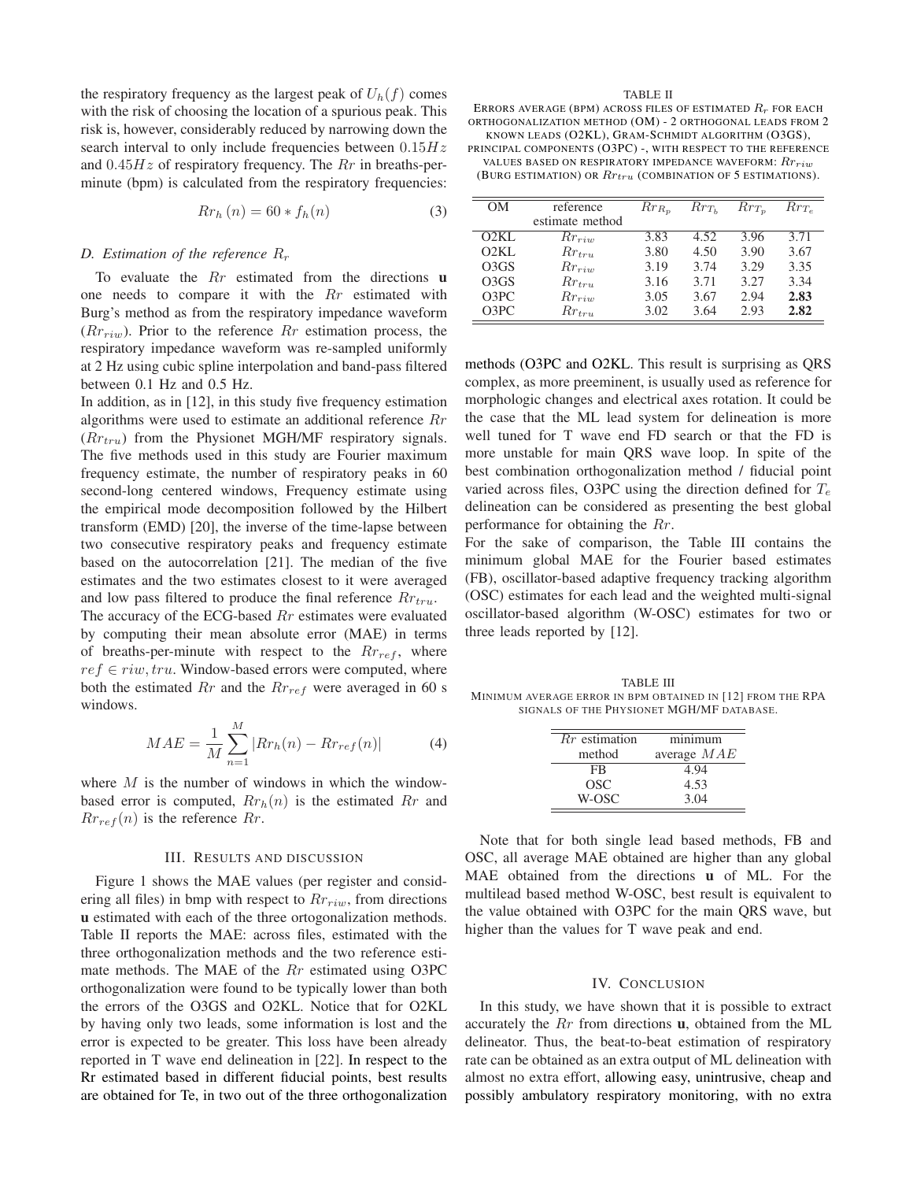the respiratory frequency as the largest peak of $U_h(f)$ comes with the risk of choosing the location of a spurious peak. This risk is, however, considerably reduced by narrowing down the search interval to only include frequencies between $0.15Hz$ and $0.45Hz$ of respiratory frequency. The $Rr$ in breaths-per-minute (bpm) is calculated from the respiratory frequencies:

$$Rr_h(n) = 60 * f_h(n) \tag{3}$$

### D. Estimation of the reference $R_r$

To evaluate the $Rr$ estimated from the directions $\mathbf{u}$ one needs to compare it with the $Rr$ estimated with Burg's method as from the respiratory impedance waveform ($Rr_{riw}$). Prior to the reference $Rr$ estimation process, the respiratory impedance waveform was re-sampled uniformly at 2 Hz using cubic spline interpolation and band-pass filtered between 0.1 Hz and 0.5 Hz.

In addition, as in [12], in this study five frequency estimation algorithms were used to estimate an additional reference $Rr$ ($Rr_{tru}$) from the Physionet MGH/MF respiratory signals. The five methods used in this study are Fourier maximum frequency estimate, the number of respiratory peaks in 60 second-long centered windows, Frequency estimate using the empirical mode decomposition followed by the Hilbert transform (EMD) [20], the inverse of the time-lapse between two consecutive respiratory peaks and frequency estimate based on the autocorrelation [21]. The median of the five estimates and the two estimates closest to it were averaged and low pass filtered to produce the final reference $Rr_{tru}$.

The accuracy of the ECG-based $Rr$ estimates were evaluated by computing their mean absolute error (MAE) in terms of breaths-per-minute with respect to the $Rr_{ref}$, where $ref \in riw, tru$. Window-based errors were computed, where both the estimated $Rr$ and the $Rr_{ref}$ were averaged in 60 s windows.

$$MAE = \frac{1}{M} \sum_{n=1}^{M} |Rr_h(n) - Rr_{ref}(n)| \tag{4}$$

where $M$ is the number of windows in which the window-based error is computed, $Rr_h(n)$ is the estimated $Rr$ and $Rr_{ref}(n)$ is the reference $Rr$.

## III. Results and discussion

Figure 1 shows the MAE values (per register and considering all files) in bmp with respect to $Rr_{riw}$, from directions $\mathbf{u}$ estimated with each of the three ortogonalization methods. Table II reports the MAE: across files, estimated with the three orthogonalization methods and the two reference estimate methods. The MAE of the $Rr$ estimated using O3PC orthogonalization were found to be typically lower than both the errors of the O3GS and O2KL. Notice that for O2KL by having only two leads, some information is lost and the error is expected to be greater. This loss have been already reported in T wave end delineation in [22]. In respect to the Rr estimated based in different fiducial points, best results are obtained for Te, in two out of the three orthogonalization methods (O3PC and O2KL. This result is surprising as QRS complex, as more preeminent, is usually used as reference for morphologic changes and electrical axes rotation. It could be the case that the ML lead system for delineation is more well tuned for T wave end FD search or that the FD is more unstable for main QRS wave loop. In spite of the best combination orthogonalization method / fiducial point varied across files, O3PC using the direction defined for $T_e$ delineation can be considered as presenting the best global performance for obtaining the $Rr$.

TABLE II
Errors average (bpm) across files of estimated $R_r$ for each orthogonalization method (OM) - 2 orthogonal leads from 2 known leads (O2KL), Gram-Schmidt algorithm (O3GS), principal components (O3PC) -, with respect to the reference values based on respiratory impedance waveform: $Rr_{riw}$ (Burg estimation) or $Rr_{tru}$ (combination of 5 estimations).

| OM | reference estimate method | $Rr_{R_p}$ | $Rr_{T_b}$ | $Rr_{T_p}$ | $Rr_{T_e}$ |
|---|---|---|---|---|---|
| O2KL | $Rr_{riw}$ | 3.83 | 4.52 | 3.96 | 3.71 |
| O2KL | $Rr_{tru}$ | 3.80 | 4.50 | 3.90 | 3.67 |
| O3GS | $Rr_{riw}$ | 3.19 | 3.74 | 3.29 | 3.35 |
| O3GS | $Rr_{tru}$ | 3.16 | 3.71 | 3.27 | 3.34 |
| O3PC | $Rr_{riw}$ | 3.05 | 3.67 | 2.94 | **2.83** |
| O3PC | $Rr_{tru}$ | 3.02 | 3.64 | 2.93 | **2.82** |

For the sake of comparison, the Table III contains the minimum global MAE for the Fourier based estimates (FB), oscillator-based adaptive frequency tracking algorithm (OSC) estimates for each lead and the weighted multi-signal oscillator-based algorithm (W-OSC) estimates for two or three leads reported by [12].

TABLE III
Minimum average error in bpm obtained in [12] from the RPA signals of the Physionet MGH/MF database.

| $Rr$ estimation method | minimum average $MAE$ |
|---|---|
| FB | 4.94 |
| OSC | 4.53 |
| W-OSC | 3.04 |

Note that for both single lead based methods, FB and OSC, all average MAE obtained are higher than any global MAE obtained from the directions $\mathbf{u}$ of ML. For the multilead based method W-OSC, best result is equivalent to the value obtained with O3PC for the main QRS wave, but higher than the values for T wave peak and end.

## IV. Conclusion

In this study, we have shown that it is possible to extract accurately the $Rr$ from directions $\mathbf{u}$, obtained from the ML delineator. Thus, the beat-to-beat estimation of respiratory rate can be obtained as an extra output of ML delineation with almost no extra effort, allowing easy, unintrusive, cheap and possibly ambulatory respiratory monitoring, with no extra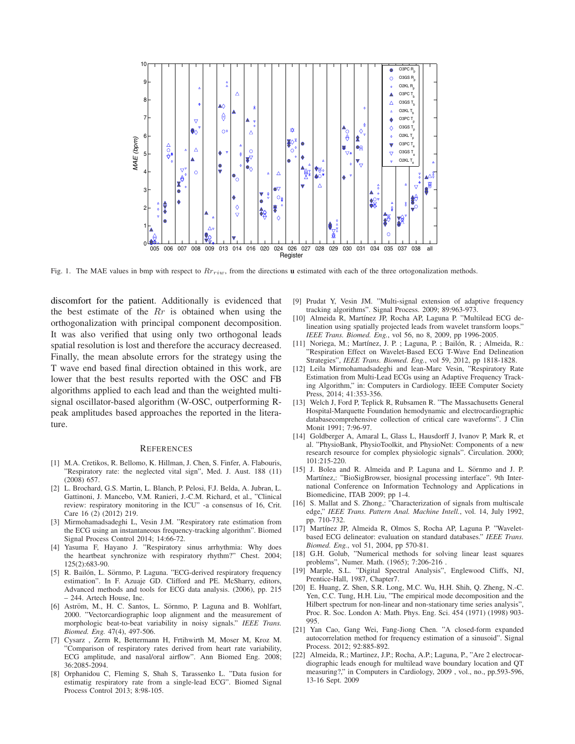10
9
8
7
6
5
4
3
2
1
0

MAE (bpm)

005 006 007 008 009 013 014 016 020 024 026 027 028 029 030 031 034 035 037 038 all

Register

O3PC $R_p$
O3GS $R_p$
O2KL $R_p$
O3PC $T_b$
O3GS $T_b$
O2KL $T_b$
O3PC $T_p$
O3GS $T_p$
O2KL $T_p$
O3PC $T_e$
O3GS $T_e$
O2KL $T_e$

Fig. 1. The MAE values in bmp with respect to $Rr_{riw}$, from the directions **u** estimated with each of the three ortogonalization methods.

discomfort for the patient. Additionally is evidenced that the best estimate of the $Rr$ is obtained when using the orthogonalization with principal component decomposition. It was also verified that using only two orthogonal leads spatial resolution is lost and therefore the accuracy decreased. Finally, the mean absolute errors for the strategy using the T wave end based final direction obtained in this work, are lower that the best results reported with the OSC and FB algorithms applied to each lead and than the weighted multi-signal oscillator-based algorithm (W-OSC, outperforming R-peak amplitudes based approaches the reported in the literature.

## References

[1] M.A. Cretikos, R. Bellomo, K. Hillman, J. Chen, S. Finfer, A. Flabouris, "Respiratory rate: the neglected vital sign", Med. J. Aust. 188 (11) (2008) 657.

[2] L. Brochard, G.S. Martin, L. Blanch, P. Pelosi, F.J. Belda, A. Jubran, L. Gattinoni, J. Mancebo, V.M. Ranieri, J.-C.M. Richard, et al., "Clinical review: respiratory monitoring in the ICU" -a consensus of 16, Crit. Care 16 (2) (2012) 219.

[3] Mirmohamadsadeghi L, Vesin J.M. "Respiratory rate estimation from the ECG using an instantaneous frequency-tracking algorithm". Biomed Signal Process Control 2014; 14:66-72.

[4] Yasuma F, Hayano J. "Respiratory sinus arrhythmia: Why does the heartbeat synchronize with respiratory rhythm?" Chest. 2004; 125(2):683-90.

[5] R. Bailón, L. Sörnmo, P. Laguna. "ECG-derived respiratory frequency estimation". In F. Azuaje GD. Clifford and PE. McSharry, editors, Advanced methods and tools for ECG data analysis. (2006), pp. 215 – 244. Artech House, Inc.

[6] Aström, M., H. C. Santos, L. Sörnmo, P. Laguna and B. Wohlfart, 2000. "Vectorcardiographic loop alignment and the measurement of morphologic beat-to-beat variability in noisy signals." *IEEE Trans. Biomed. Eng.* 47(4), 497-506.

[7] Cysarz , Zerm R, Bettermann H, Frtihwirth M, Moser M, Kroz M. "Comparison of respiratory rates derived from heart rate variability, ECG amplitude, and nasal/oral airflow". Ann Biomed Eng. 2008; 36:2085-2094.

[8] Orphanidou C, Fleming S, Shah S, Tarassenko L. "Data fusion for estimatig respiratory rate from a single-lead ECG". Biomed Signal Process Control 2013; 8:98-105.

[9] Prudat Y, Vesin JM. "Multi-signal extension of adaptive frequency tracking algorithms". Signal Process. 2009; 89:963-973.

[10] Almeida R, Martínez JP, Rocha AP, Laguna P. "Multilead ECG delineation using spatially projected leads from wavelet transform loops." *IEEE Trans. Biomed. Eng.*, vol 56, no 8, 2009, pp 1996-2005.

[11] Noriega, M.; Martínez, J. P. ; Laguna, P. ; Bailón, R. ; Almeida, R.: "Respiration Effect on Wavelet-Based ECG T-Wave End Delineation Strategies", *IEEE Trans. Biomed. Eng.*, vol 59, 2012, pp 1818-1828.

[12] Leila Mirmohamadsadeghi and lean-Marc Vesin, "Respiratory Rate Estimation from Multi-Lead ECGs using an Adaptive Frequency Tracking Algorithm," in: Computers in Cardiology. IEEE Computer Society Press, 2014; 41:353-356.

[13] Welch J, Ford P, Teplick R, Rubsamen R. "The Massachusetts General Hospital-Marquette Foundation hemodynamic and electrocardiographic databasecomprehensive collection of critical care waveforms". J Clin Monit 1991; 7:96-97.

[14] Goldberger A, Amaral L, Glass L, Hausdorff J, Ivanov P, Mark R, et al. "PhysioBank, PhysioToolkit, and PhysioNet: Components of a new research resource for complex physiologic signals". Circulation. 2000; 101:215-220.

[15] J. Bolea and R. Almeida and P. Laguna and L. Sörnmo and J. P. Martínez,: "BioSigBrowser, biosignal processing interface". 9th International Conference on Information Technology and Applications in Biomedicine, ITAB 2009; pp 1-4.

[16] S. Mallat and S. Zhong,: "Characterization of signals from multiscale edge," *IEEE Trans. Pattern Anal. Machine Intell.*, vol. 14, July 1992, pp. 710-732.

[17] Martínez JP, Almeida R, Olmos S, Rocha AP, Laguna P. "Wavelet-based ECG delineator: evaluation on standard databases." *IEEE Trans. Biomed. Eng.*, vol 51, 2004, pp 570-81.

[18] G.H. Golub, "Numerical methods for solving linear least squares problems", Numer. Math. (1965); 7:206-216 .

[19] Marple, S.L. "Digital Spectral Analysis", Englewood Cliffs, NJ, Prentice-Hall, 1987, Chapter7.

[20] E. Huang, Z. Shen, S.R. Long, M.C. Wu, H.H. Shih, Q. Zheng, N.-C. Yen, C.C. Tung, H.H. Liu, "The empirical mode decomposition and the Hilbert spectrum for non-linear and non-stationary time series analysis", Proc. R. Soc. London A: Math. Phys. Eng. Sci. 454 (1971) (1998) 903-995.

[21] Yan Cao, Gang Wei, Fang-Jiong Chen. "A closed-form expanded autocorrelation method for frequency estimation of a sinusoid". Signal Process. 2012; 92:885-892.

[22] Almeida, R.; Martinez, J.P.; Rocha, A.P.; Laguna, P., "Are 2 electrocardiographic leads enough for multilead wave boundary location and QT measuring?," in Computers in Cardiology, 2009 , vol., no., pp.593-596, 13-16 Sept. 2009